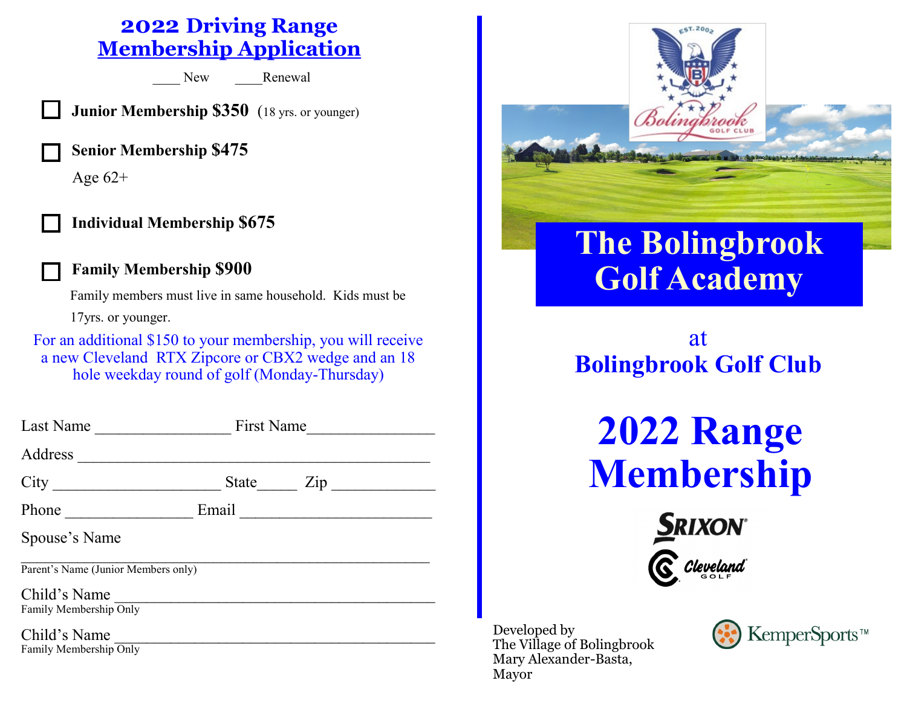# 2022 Driving Range Membership Application

____ New ____Renewal

- ☐ **Junior Membership $350** (18 yrs. or younger)
- ☐ **Senior Membership $475**
  Age 62+
- ☐ **Individual Membership $675**
- ☐ **Family Membership $900**
  Family members must live in same household. Kids must be 17yrs. or younger.

For an additional $150 to your membership, you will receive a new Cleveland RTX Zipcore or CBX2 wedge and an 18 hole weekday round of golf (Monday-Thursday)

Last Name ________________ First Name_______________

Address ___________________________________________

City ____________________ State_____ Zip ____________

Phone _______________ Email _______________________

Spouse's Name

___________________________________________________
Parent's Name (Junior Members only)

Child's Name _______________________________________
Family Membership Only

Child's Name _______________________________________
Family Membership Only

# The Bolingbrook Golf Academy

## at Bolingbrook Golf Club

# 2022 Range Membership

Developed by
The Village of Bolingbrook
Mary Alexander-Basta,
Mayor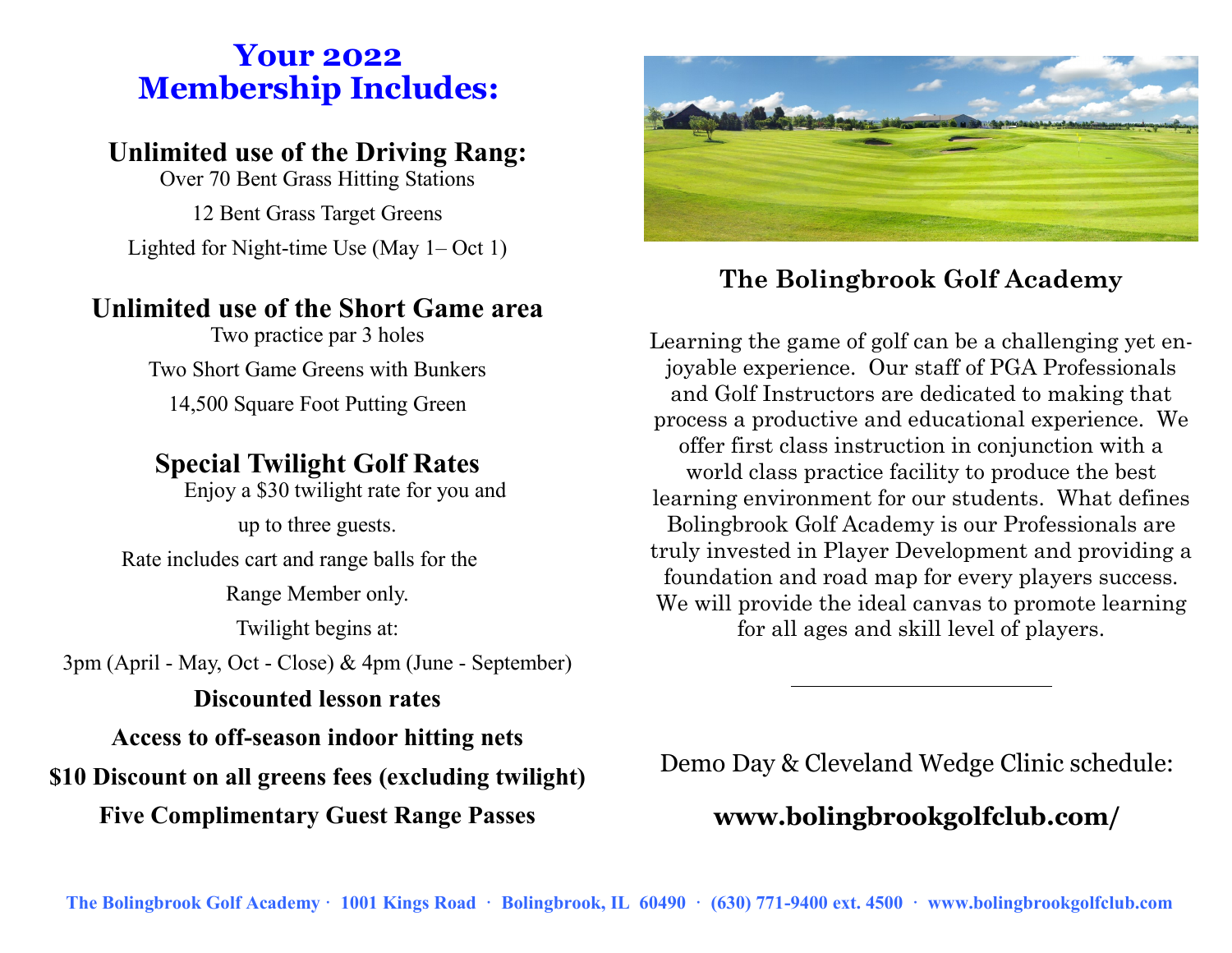# Your 2022 Membership Includes:

## Unlimited use of the Driving Rang:

Over 70 Bent Grass Hitting Stations

12 Bent Grass Target Greens

Lighted for Night-time Use (May 1– Oct 1)

## Unlimited use of the Short Game area

Two practice par 3 holes

Two Short Game Greens with Bunkers

14,500 Square Foot Putting Green

## Special Twilight Golf Rates

Enjoy a $30 twilight rate for you and up to three guests.

Rate includes cart and range balls for the Range Member only.

Twilight begins at:

3pm (April - May, Oct - Close) & 4pm (June - September)

**Discounted lesson rates**

**Access to off-season indoor hitting nets**

**$10 Discount on all greens fees (excluding twilight)**

**Five Complimentary Guest Range Passes**

## The Bolingbrook Golf Academy

Learning the game of golf can be a challenging yet enjoyable experience. Our staff of PGA Professionals and Golf Instructors are dedicated to making that process a productive and educational experience. We offer first class instruction in conjunction with a world class practice facility to produce the best learning environment for our students. What defines Bolingbrook Golf Academy is our Professionals are truly invested in Player Development and providing a foundation and road map for every players success. We will provide the ideal canvas to promote learning for all ages and skill level of players.

---

Demo Day & Cleveland Wedge Clinic schedule:

**www.bolingbrookgolfclub.com/**

The Bolingbrook Golf Academy · 1001 Kings Road · Bolingbrook, IL 60490 · (630) 771-9400 ext. 4500 · www.bolingbrookgolfclub.com